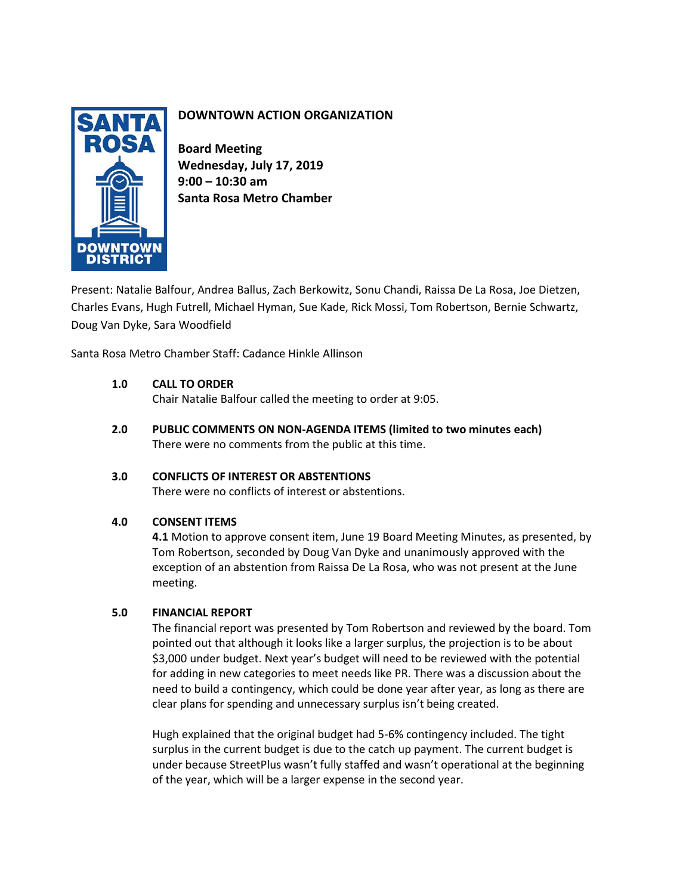# DOWNTOWN ACTION ORGANIZATION

**Board Meeting**
**Wednesday, July 17, 2019**
**9:00 – 10:30 am**
**Santa Rosa Metro Chamber**

Present: Natalie Balfour, Andrea Ballus, Zach Berkowitz, Sonu Chandi, Raissa De La Rosa, Joe Dietzen, Charles Evans, Hugh Futrell, Michael Hyman, Sue Kade, Rick Mossi, Tom Robertson, Bernie Schwartz, Doug Van Dyke, Sara Woodfield

Santa Rosa Metro Chamber Staff: Cadance Hinkle Allinson

**1.0 CALL TO ORDER**

Chair Natalie Balfour called the meeting to order at 9:05.

**2.0 PUBLIC COMMENTS ON NON-AGENDA ITEMS (limited to two minutes each)**

There were no comments from the public at this time.

**3.0 CONFLICTS OF INTEREST OR ABSTENTIONS**

There were no conflicts of interest or abstentions.

**4.0 CONSENT ITEMS**

**4.1** Motion to approve consent item, June 19 Board Meeting Minutes, as presented, by Tom Robertson, seconded by Doug Van Dyke and unanimously approved with the exception of an abstention from Raissa De La Rosa, who was not present at the June meeting.

**5.0 FINANCIAL REPORT**

The financial report was presented by Tom Robertson and reviewed by the board. Tom pointed out that although it looks like a larger surplus, the projection is to be about $3,000 under budget. Next year's budget will need to be reviewed with the potential for adding in new categories to meet needs like PR. There was a discussion about the need to build a contingency, which could be done year after year, as long as there are clear plans for spending and unnecessary surplus isn't being created.

Hugh explained that the original budget had 5-6% contingency included. The tight surplus in the current budget is due to the catch up payment. The current budget is under because StreetPlus wasn't fully staffed and wasn't operational at the beginning of the year, which will be a larger expense in the second year.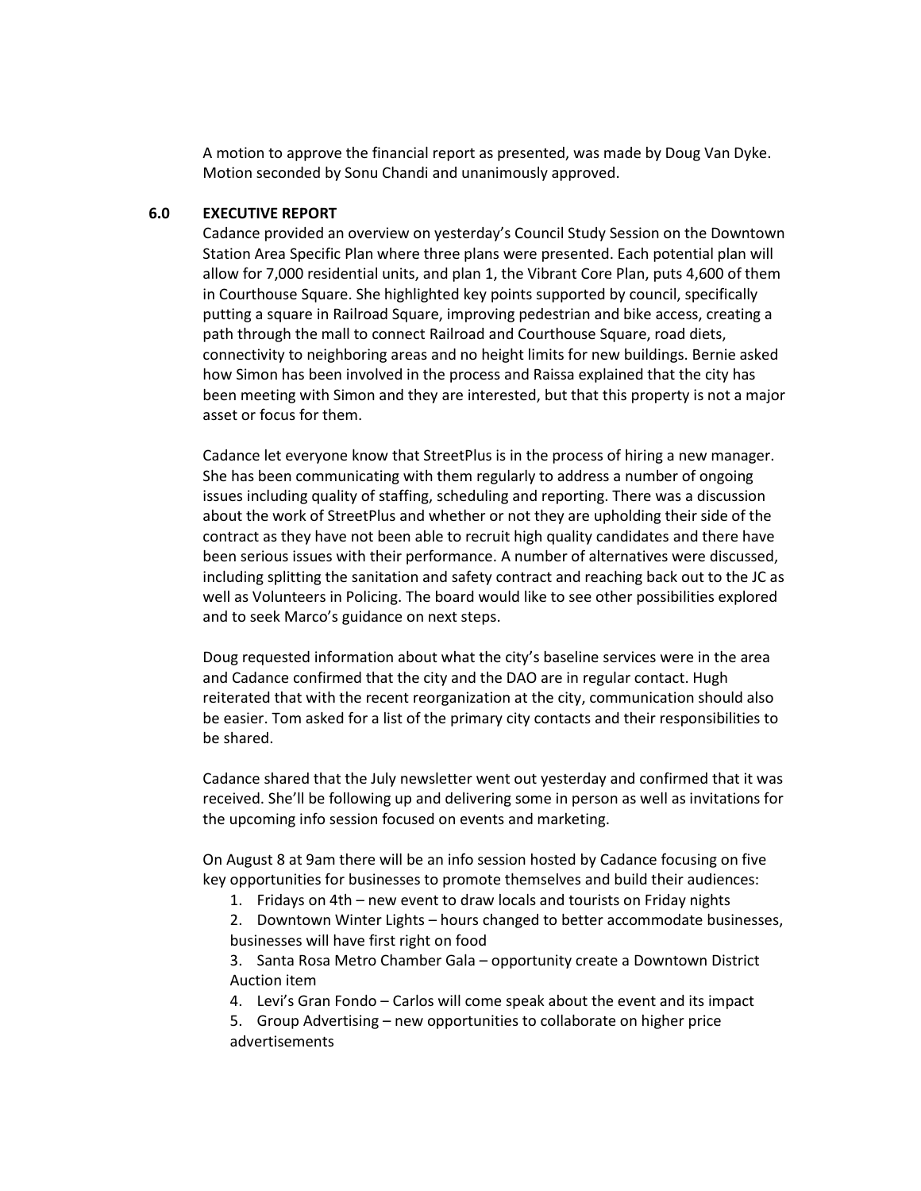A motion to approve the financial report as presented, was made by Doug Van Dyke. Motion seconded by Sonu Chandi and unanimously approved.

## 6.0 EXECUTIVE REPORT

Cadance provided an overview on yesterday's Council Study Session on the Downtown Station Area Specific Plan where three plans were presented. Each potential plan will allow for 7,000 residential units, and plan 1, the Vibrant Core Plan, puts 4,600 of them in Courthouse Square. She highlighted key points supported by council, specifically putting a square in Railroad Square, improving pedestrian and bike access, creating a path through the mall to connect Railroad and Courthouse Square, road diets, connectivity to neighboring areas and no height limits for new buildings. Bernie asked how Simon has been involved in the process and Raissa explained that the city has been meeting with Simon and they are interested, but that this property is not a major asset or focus for them.

Cadance let everyone know that StreetPlus is in the process of hiring a new manager. She has been communicating with them regularly to address a number of ongoing issues including quality of staffing, scheduling and reporting. There was a discussion about the work of StreetPlus and whether or not they are upholding their side of the contract as they have not been able to recruit high quality candidates and there have been serious issues with their performance. A number of alternatives were discussed, including splitting the sanitation and safety contract and reaching back out to the JC as well as Volunteers in Policing. The board would like to see other possibilities explored and to seek Marco's guidance on next steps.

Doug requested information about what the city's baseline services were in the area and Cadance confirmed that the city and the DAO are in regular contact. Hugh reiterated that with the recent reorganization at the city, communication should also be easier. Tom asked for a list of the primary city contacts and their responsibilities to be shared.

Cadance shared that the July newsletter went out yesterday and confirmed that it was received. She'll be following up and delivering some in person as well as invitations for the upcoming info session focused on events and marketing.

On August 8 at 9am there will be an info session hosted by Cadance focusing on five key opportunities for businesses to promote themselves and build their audiences:

1. Fridays on 4th – new event to draw locals and tourists on Friday nights
2. Downtown Winter Lights – hours changed to better accommodate businesses, businesses will have first right on food
3. Santa Rosa Metro Chamber Gala – opportunity create a Downtown District Auction item
4. Levi's Gran Fondo – Carlos will come speak about the event and its impact
5. Group Advertising – new opportunities to collaborate on higher price advertisements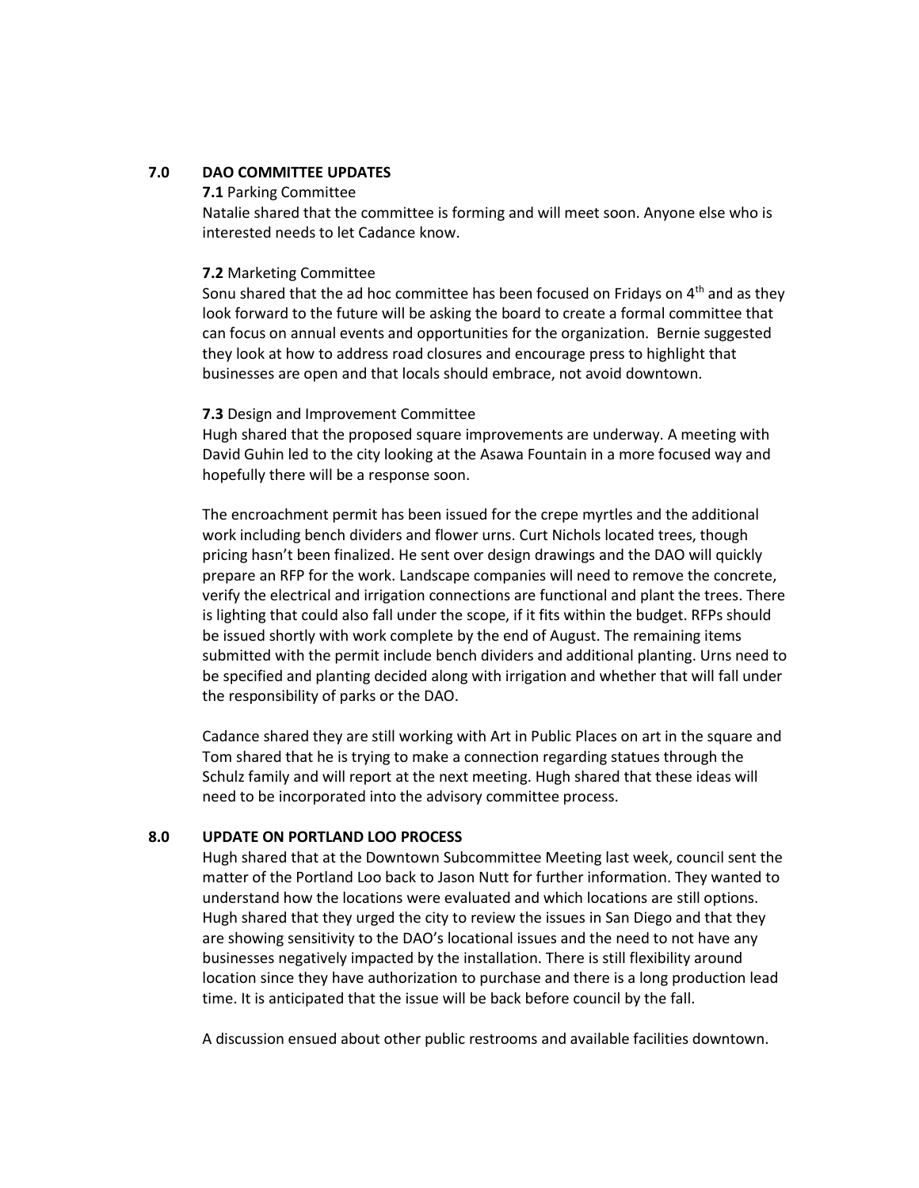## 7.0 DAO COMMITTEE UPDATES

**7.1** Parking Committee

Natalie shared that the committee is forming and will meet soon. Anyone else who is interested needs to let Cadance know.

**7.2** Marketing Committee

Sonu shared that the ad hoc committee has been focused on Fridays on 4th and as they look forward to the future will be asking the board to create a formal committee that can focus on annual events and opportunities for the organization. Bernie suggested they look at how to address road closures and encourage press to highlight that businesses are open and that locals should embrace, not avoid downtown.

**7.3** Design and Improvement Committee

Hugh shared that the proposed square improvements are underway. A meeting with David Guhin led to the city looking at the Asawa Fountain in a more focused way and hopefully there will be a response soon.

The encroachment permit has been issued for the crepe myrtles and the additional work including bench dividers and flower urns. Curt Nichols located trees, though pricing hasn't been finalized. He sent over design drawings and the DAO will quickly prepare an RFP for the work. Landscape companies will need to remove the concrete, verify the electrical and irrigation connections are functional and plant the trees. There is lighting that could also fall under the scope, if it fits within the budget. RFPs should be issued shortly with work complete by the end of August. The remaining items submitted with the permit include bench dividers and additional planting. Urns need to be specified and planting decided along with irrigation and whether that will fall under the responsibility of parks or the DAO.

Cadance shared they are still working with Art in Public Places on art in the square and Tom shared that he is trying to make a connection regarding statues through the Schulz family and will report at the next meeting. Hugh shared that these ideas will need to be incorporated into the advisory committee process.

## 8.0 UPDATE ON PORTLAND LOO PROCESS

Hugh shared that at the Downtown Subcommittee Meeting last week, council sent the matter of the Portland Loo back to Jason Nutt for further information. They wanted to understand how the locations were evaluated and which locations are still options. Hugh shared that they urged the city to review the issues in San Diego and that they are showing sensitivity to the DAO's locational issues and the need to not have any businesses negatively impacted by the installation. There is still flexibility around location since they have authorization to purchase and there is a long production lead time. It is anticipated that the issue will be back before council by the fall.

A discussion ensued about other public restrooms and available facilities downtown.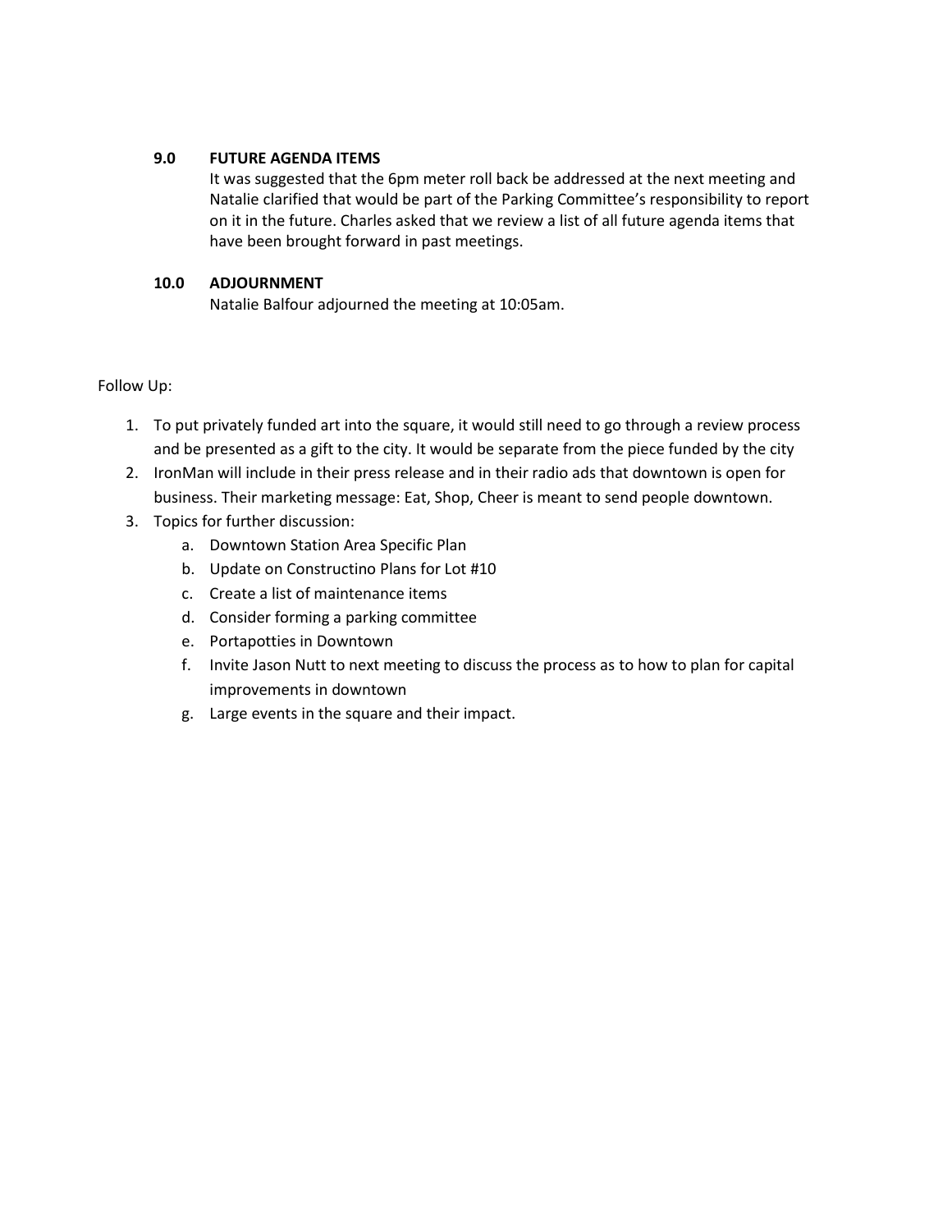### 9.0 FUTURE AGENDA ITEMS

It was suggested that the 6pm meter roll back be addressed at the next meeting and Natalie clarified that would be part of the Parking Committee's responsibility to report on it in the future. Charles asked that we review a list of all future agenda items that have been brought forward in past meetings.

### 10.0 ADJOURNMENT

Natalie Balfour adjourned the meeting at 10:05am.

Follow Up:

1. To put privately funded art into the square, it would still need to go through a review process and be presented as a gift to the city. It would be separate from the piece funded by the city
2. IronMan will include in their press release and in their radio ads that downtown is open for business. Their marketing message: Eat, Shop, Cheer is meant to send people downtown.
3. Topics for further discussion:
    a. Downtown Station Area Specific Plan
    b. Update on Constructino Plans for Lot #10
    c. Create a list of maintenance items
    d. Consider forming a parking committee
    e. Portapotties in Downtown
    f. Invite Jason Nutt to next meeting to discuss the process as to how to plan for capital improvements in downtown
    g. Large events in the square and their impact.